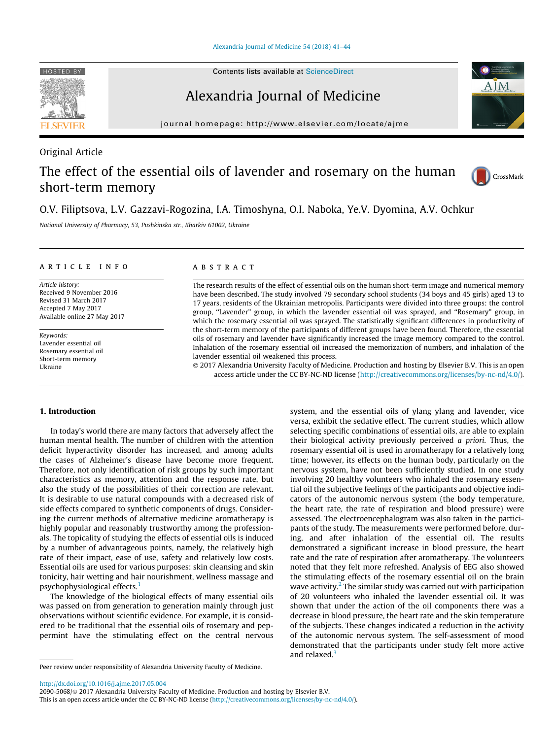Original Article

# The effect of the essential oils of lavender and rosemary on the human short-term memory

O.V. Filiptsova, L.V. Gazzavi-Rogozina, I.A. Timoshyna, O.I. Naboka, Ye.V. Dyomina, A.V. Ochkur

*National University of Pharmacy, 53, Pushkinska str., Kharkiv 61002, Ukraine*

**ARTICLE INFO**

*Article history:*
Received 9 November 2016
Revised 31 March 2017
Accepted 7 May 2017
Available online 27 May 2017

*Keywords:*
Lavender essential oil
Rosemary essential oil
Short-term memory
Ukraine

**ABSTRACT**

The research results of the effect of essential oils on the human short-term image and numerical memory have been described. The study involved 79 secondary school students (34 boys and 45 girls) aged 13 to 17 years, residents of the Ukrainian metropolis. Participants were divided into three groups: the control group, "Lavender" group, in which the lavender essential oil was sprayed, and "Rosemary" group, in which the rosemary essential oil was sprayed. The statistically significant differences in productivity of the short-term memory of the participants of different groups have been found. Therefore, the essential oils of rosemary and lavender have significantly increased the image memory compared to the control. Inhalation of the rosemary essential oil increased the memorization of numbers, and inhalation of the lavender essential oil weakened this process.

© 2017 Alexandria University Faculty of Medicine. Production and hosting by Elsevier B.V. This is an open access article under the CC BY-NC-ND license (http://creativecommons.org/licenses/by-nc-nd/4.0/).

## 1. Introduction

In today's world there are many factors that adversely affect the human mental health. The number of children with the attention deficit hyperactivity disorder has increased, and among adults the cases of Alzheimer's disease have become more frequent. Therefore, not only identification of risk groups by such important characteristics as memory, attention and the response rate, but also the study of the possibilities of their correction are relevant. It is desirable to use natural compounds with a decreased risk of side effects compared to synthetic components of drugs. Considering the current methods of alternative medicine aromatherapy is highly popular and reasonably trustworthy among the professionals. The topicality of studying the effects of essential oils is induced by a number of advantageous points, namely, the relatively high rate of their impact, ease of use, safety and relatively low costs. Essential oils are used for various purposes: skin cleansing and skin tonicity, hair wetting and hair nourishment, wellness massage and psychophysiological effects.[1]

The knowledge of the biological effects of many essential oils was passed on from generation to generation mainly through just observations without scientific evidence. For example, it is considered to be traditional that the essential oils of rosemary and peppermint have the stimulating effect on the central nervous system, and the essential oils of ylang ylang and lavender, vice versa, exhibit the sedative effect. The current studies, which allow selecting specific combinations of essential oils, are able to explain their biological activity previously perceived *a priori*. Thus, the rosemary essential oil is used in aromatherapy for a relatively long time; however, its effects on the human body, particularly on the nervous system, have not been sufficiently studied. In one study involving 20 healthy volunteers who inhaled the rosemary essential oil the subjective feelings of the participants and objective indicators of the autonomic nervous system (the body temperature, the heart rate, the rate of respiration and blood pressure) were assessed. The electroencephalogram was also taken in the participants of the study. The measurements were performed before, during, and after inhalation of the essential oil. The results demonstrated a significant increase in blood pressure, the heart rate and the rate of respiration after aromatherapy. The volunteers noted that they felt more refreshed. Analysis of EEG also showed the stimulating effects of the rosemary essential oil on the brain wave activity.[2] The similar study was carried out with participation of 20 volunteers who inhaled the lavender essential oil. It was shown that under the action of the oil components there was a decrease in blood pressure, the heart rate and the skin temperature of the subjects. These changes indicated a reduction in the activity of the autonomic nervous system. The self-assessment of mood demonstrated that the participants under study felt more active and relaxed.[3]

Peer review under responsibility of Alexandria University Faculty of Medicine.

http://dx.doi.org/10.1016/j.ajme.2017.05.004
2090-5068/© 2017 Alexandria University Faculty of Medicine. Production and hosting by Elsevier B.V.
This is an open access article under the CC BY-NC-ND license (http://creativecommons.org/licenses/by-nc-nd/4.0/).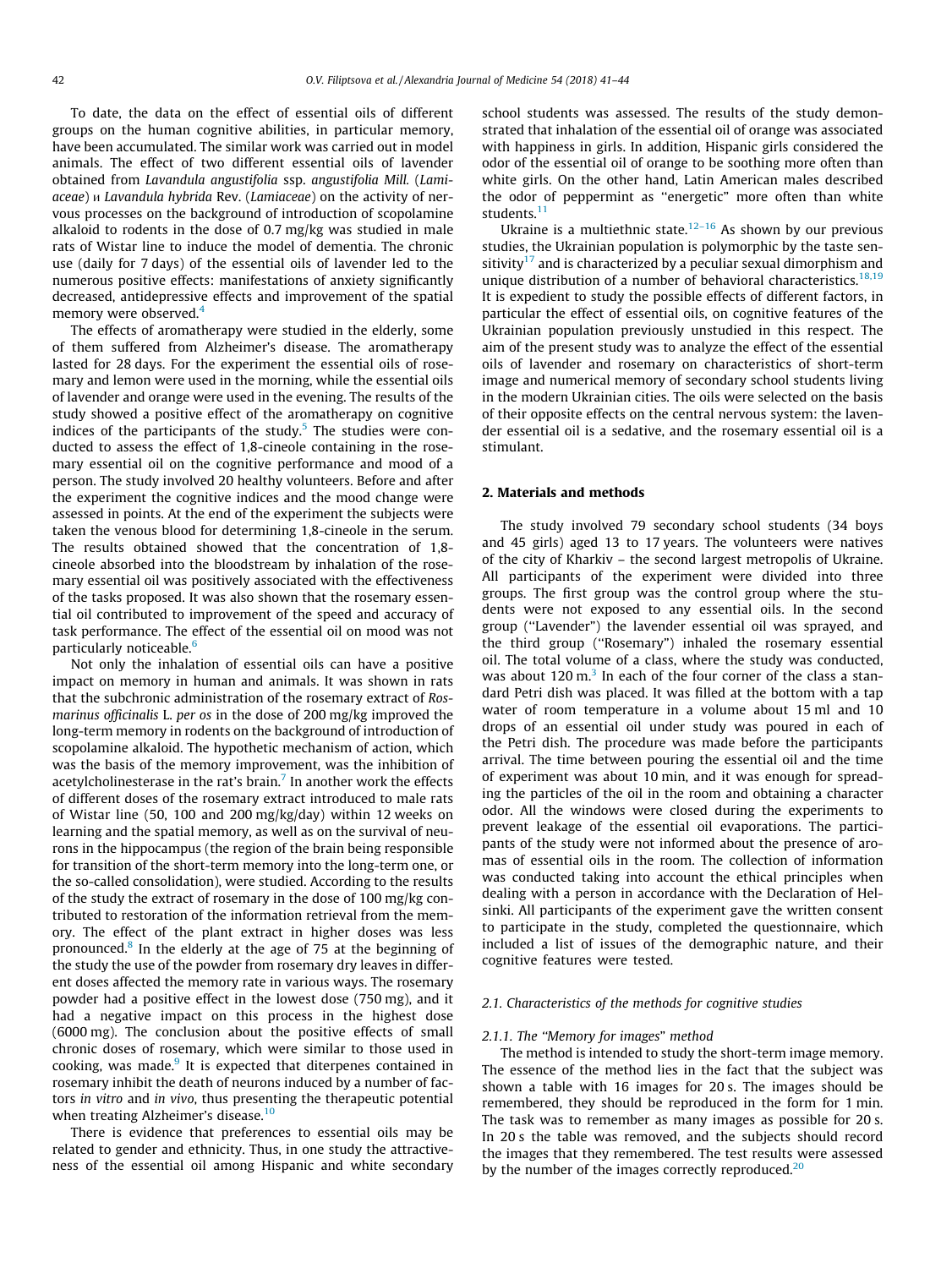To date, the data on the effect of essential oils of different groups on the human cognitive abilities, in particular memory, have been accumulated. The similar work was carried out in model animals. The effect of two different essential oils of lavender obtained from *Lavandula angustifolia* ssp. *angustifolia Mill.* (*Lamiaceae*) и *Lavandula hybrida* Rev. (*Lamiaceae*) on the activity of nervous processes on the background of introduction of scopolamine alkaloid to rodents in the dose of 0.7 mg/kg was studied in male rats of Wistar line to induce the model of dementia. The chronic use (daily for 7 days) of the essential oils of lavender led to the numerous positive effects: manifestations of anxiety significantly decreased, antidepressive effects and improvement of the spatial memory were observed.[4]

The effects of aromatherapy were studied in the elderly, some of them suffered from Alzheimer's disease. The aromatherapy lasted for 28 days. For the experiment the essential oils of rosemary and lemon were used in the morning, while the essential oils of lavender and orange were used in the evening. The results of the study showed a positive effect of the aromatherapy on cognitive indices of the participants of the study.[5] The studies were conducted to assess the effect of 1,8-cineole containing in the rosemary essential oil on the cognitive performance and mood of a person. The study involved 20 healthy volunteers. Before and after the experiment the cognitive indices and the mood change were assessed in points. At the end of the experiment the subjects were taken the venous blood for determining 1,8-cineole in the serum. The results obtained showed that the concentration of 1,8-cineole absorbed into the bloodstream by inhalation of the rosemary essential oil was positively associated with the effectiveness of the tasks proposed. It was also shown that the rosemary essential oil contributed to improvement of the speed and accuracy of task performance. The effect of the essential oil on mood was not particularly noticeable.[6]

Not only the inhalation of essential oils can have a positive impact on memory in human and animals. It was shown in rats that the subchronic administration of the rosemary extract of *Rosmarinus officinalis* L. *per os* in the dose of 200 mg/kg improved the long-term memory in rodents on the background of introduction of scopolamine alkaloid. The hypothetic mechanism of action, which was the basis of the memory improvement, was the inhibition of acetylcholinesterase in the rat's brain.[7] In another work the effects of different doses of the rosemary extract introduced to male rats of Wistar line (50, 100 and 200 mg/kg/day) within 12 weeks on learning and the spatial memory, as well as on the survival of neurons in the hippocampus (the region of the brain being responsible for transition of the short-term memory into the long-term one, or the so-called consolidation), were studied. According to the results of the study the extract of rosemary in the dose of 100 mg/kg contributed to restoration of the information retrieval from the memory. The effect of the plant extract in higher doses was less pronounced.[8] In the elderly at the age of 75 at the beginning of the study the use of the powder from rosemary dry leaves in different doses affected the memory rate in various ways. The rosemary powder had a positive effect in the lowest dose (750 mg), and it had a negative impact on this process in the highest dose (6000 mg). The conclusion about the positive effects of small chronic doses of rosemary, which were similar to those used in cooking, was made.[9] It is expected that diterpenes contained in rosemary inhibit the death of neurons induced by a number of factors *in vitro* and *in vivo*, thus presenting the therapeutic potential when treating Alzheimer's disease.[10]

There is evidence that preferences to essential oils may be related to gender and ethnicity. Thus, in one study the attractiveness of the essential oil among Hispanic and white secondary school students was assessed. The results of the study demonstrated that inhalation of the essential oil of orange was associated with happiness in girls. In addition, Hispanic girls considered the odor of the essential oil of orange to be soothing more often than white girls. On the other hand, Latin American males described the odor of peppermint as "energetic" more often than white students.[11]

Ukraine is a multiethnic state.[12–16] As shown by our previous studies, the Ukrainian population is polymorphic by the taste sensitivity[17] and is characterized by a peculiar sexual dimorphism and unique distribution of a number of behavioral characteristics.[18,19] It is expedient to study the possible effects of different factors, in particular the effect of essential oils, on cognitive features of the Ukrainian population previously unstudied in this respect. The aim of the present study was to analyze the effect of the essential oils of lavender and rosemary on characteristics of short-term image and numerical memory of secondary school students living in the modern Ukrainian cities. The oils were selected on the basis of their opposite effects on the central nervous system: the lavender essential oil is a sedative, and the rosemary essential oil is a stimulant.

## 2. Materials and methods

The study involved 79 secondary school students (34 boys and 45 girls) aged 13 to 17 years. The volunteers were natives of the city of Kharkiv – the second largest metropolis of Ukraine. All participants of the experiment were divided into three groups. The first group was the control group where the students were not exposed to any essential oils. In the second group ("Lavender") the lavender essential oil was sprayed, and the third group ("Rosemary") inhaled the rosemary essential oil. The total volume of a class, where the study was conducted, was about 120 m.[3] In each of the four corner of the class a standard Petri dish was placed. It was filled at the bottom with a tap water of room temperature in a volume about 15 ml and 10 drops of an essential oil under study was poured in each of the Petri dish. The procedure was made before the participants arrival. The time between pouring the essential oil and the time of experiment was about 10 min, and it was enough for spreading the particles of the oil in the room and obtaining a character odor. All the windows were closed during the experiments to prevent leakage of the essential oil evaporations. The participants of the study were not informed about the presence of aromas of essential oils in the room. The collection of information was conducted taking into account the ethical principles when dealing with a person in accordance with the Declaration of Helsinki. All participants of the experiment gave the written consent to participate in the study, completed the questionnaire, which included a list of issues of the demographic nature, and their cognitive features were tested.

### 2.1. Characteristics of the methods for cognitive studies

#### 2.1.1. The "Memory for images" method

The method is intended to study the short-term image memory. The essence of the method lies in the fact that the subject was shown a table with 16 images for 20 s. The images should be remembered, they should be reproduced in the form for 1 min. The task was to remember as many images as possible for 20 s. In 20 s the table was removed, and the subjects should record the images that they remembered. The test results were assessed by the number of the images correctly reproduced.[20]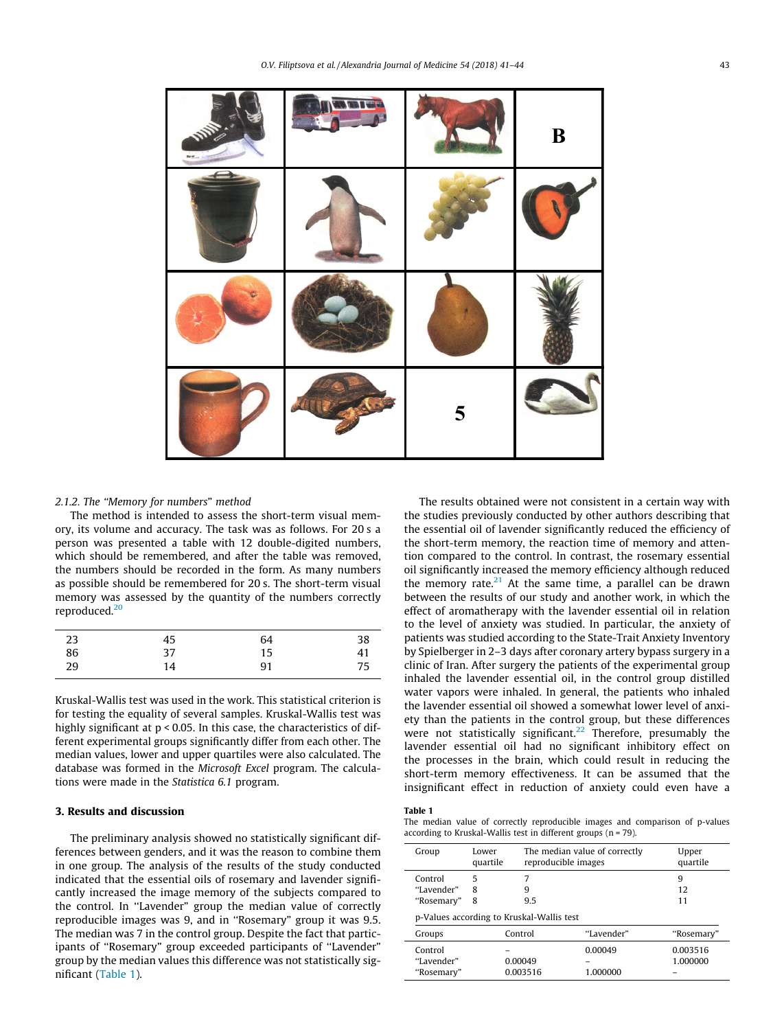#### 2.1.2. The "Memory for numbers" method

The method is intended to assess the short-term visual memory, its volume and accuracy. The task was as follows. For 20 s a person was presented a table with 12 double-digited numbers, which should be remembered, and after the table was removed, the numbers should be recorded in the form. As many numbers as possible should be remembered for 20 s. The short-term visual memory was assessed by the quantity of the numbers correctly reproduced.[20]

| | | | |
|---|---|---|---|
| 23 | 45 | 64 | 38 |
| 86 | 37 | 15 | 41 |
| 29 | 14 | 91 | 75 |

Kruskal-Wallis test was used in the work. This statistical criterion is for testing the equality of several samples. Kruskal-Wallis test was highly significant at $p < 0.05$. In this case, the characteristics of different experimental groups significantly differ from each other. The median values, lower and upper quartiles were also calculated. The database was formed in the *Microsoft Excel* program. The calculations were made in the *Statistica 6.1* program.

## 3. Results and discussion

The preliminary analysis showed no statistically significant differences between genders, and it was the reason to combine them in one group. The analysis of the results of the study conducted indicated that the essential oils of rosemary and lavender significantly increased the image memory of the subjects compared to the control. In "Lavender" group the median value of correctly reproducible images was 9, and in "Rosemary" group it was 9.5. The median was 7 in the control group. Despite the fact that participants of "Rosemary" group exceeded participants of "Lavender" group by the median values this difference was not statistically significant (Table 1).

The results obtained were not consistent in a certain way with the studies previously conducted by other authors describing that the essential oil of lavender significantly reduced the efficiency of the short-term memory, the reaction time of memory and attention compared to the control. In contrast, the rosemary essential oil significantly increased the memory efficiency although reduced the memory rate.[21] At the same time, a parallel can be drawn between the results of our study and another work, in which the effect of aromatherapy with the lavender essential oil in relation to the level of anxiety was studied. In particular, the anxiety of patients was studied according to the State-Trait Anxiety Inventory by Spielberger in 2–3 days after coronary artery bypass surgery in a clinic of Iran. After surgery the patients of the experimental group inhaled the lavender essential oil, in the control group distilled water vapors were inhaled. In general, the patients who inhaled the lavender essential oil showed a somewhat lower level of anxiety than the patients in the control group, but these differences were not statistically significant.[22] Therefore, presumably the lavender essential oil had no significant inhibitory effect on the processes in the brain, which could result in reducing the short-term memory effectiveness. It can be assumed that the insignificant effect in reduction of anxiety could even have a

**Table 1**
The median value of correctly reproducible images and comparison of p-values according to Kruskal-Wallis test in different groups (n = 79).

| Group | Lower quartile | The median value of correctly reproducible images | Upper quartile |
|---|---|---|---|
| Control | 5 | 7 | 9 |
| "Lavender" | 8 | 9 | 12 |
| "Rosemary" | 8 | 9.5 | 11 |
| p-Values according to Kruskal-Wallis test | | | |
| Groups | Control | "Lavender" | "Rosemary" |
| Control | – | 0.00049 | 0.003516 |
| "Lavender" | 0.00049 | – | 1.000000 |
| "Rosemary" | 0.003516 | 1.000000 | – |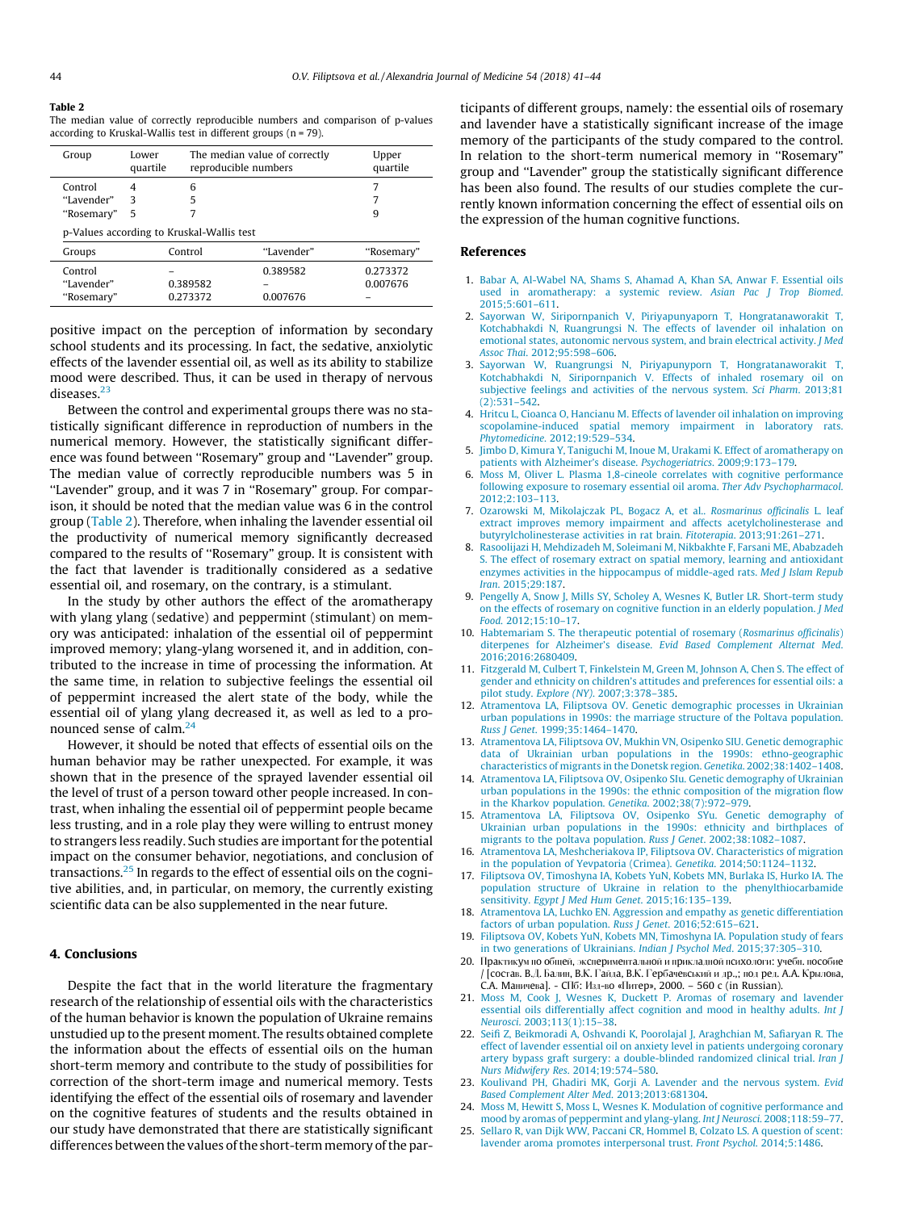**Table 2**
The median value of correctly reproducible numbers and comparison of p-values according to Kruskal-Wallis test in different groups (n = 79).

| Group | Lower quartile | The median value of correctly reproducible numbers | Upper quartile |
|---|---|---|---|
| Control | 4 | 6 | 7 |
| "Lavender" | 3 | 5 | 7 |
| "Rosemary" | 5 | 7 | 9 |

p-Values according to Kruskal-Wallis test

| Groups | Control | "Lavender" | "Rosemary" |
|---|---|---|---|
| Control | – | 0.389582 | 0.273372 |
| "Lavender" | 0.389582 | – | 0.007676 |
| "Rosemary" | 0.273372 | 0.007676 | – |

positive impact on the perception of information by secondary school students and its processing. In fact, the sedative, anxiolytic effects of the lavender essential oil, as well as its ability to stabilize mood were described. Thus, it can be used in therapy of nervous diseases.[23]

Between the control and experimental groups there was no statistically significant difference in reproduction of numbers in the numerical memory. However, the statistically significant difference was found between "Rosemary" group and "Lavender" group. The median value of correctly reproducible numbers was 5 in "Lavender" group, and it was 7 in "Rosemary" group. For comparison, it should be noted that the median value was 6 in the control group (Table 2). Therefore, when inhaling the lavender essential oil the productivity of numerical memory significantly decreased compared to the results of "Rosemary" group. It is consistent with the fact that lavender is traditionally considered as a sedative essential oil, and rosemary, on the contrary, is a stimulant.

In the study by other authors the effect of the aromatherapy with ylang ylang (sedative) and peppermint (stimulant) on memory was anticipated: inhalation of the essential oil of peppermint improved memory; ylang-ylang worsened it, and in addition, contributed to the increase in time of processing the information. At the same time, in relation to subjective feelings the essential oil of peppermint increased the alert state of the body, while the essential oil of ylang ylang decreased it, as well as led to a pronounced sense of calm.[24]

However, it should be noted that effects of essential oils on the human behavior may be rather unexpected. For example, it was shown that in the presence of the sprayed lavender essential oil the level of trust of a person toward other people increased. In contrast, when inhaling the essential oil of peppermint people became less trusting, and in a role play they were willing to entrust money to strangers less readily. Such studies are important for the potential impact on the consumer behavior, negotiations, and conclusion of transactions.[25] In regards to the effect of essential oils on the cognitive abilities, and, in particular, on memory, the currently existing scientific data can be also supplemented in the near future.

## 4. Conclusions

Despite the fact that in the world literature the fragmentary research of the relationship of essential oils with the characteristics of the human behavior is known the population of Ukraine remains unstudied up to the present moment. The results obtained complete the information about the effects of essential oils on the human short-term memory and contribute to the study of possibilities for correction of the short-term image and numerical memory. Tests identifying the effect of the essential oils of rosemary and lavender on the cognitive features of students and the results obtained in our study have demonstrated that there are statistically significant differences between the values of the short-term memory of the participants of different groups, namely: the essential oils of rosemary and lavender have a statistically significant increase of the image memory of the participants of the study compared to the control. In relation to the short-term numerical memory in "Rosemary" group and "Lavender" group the statistically significant difference has been also found. The results of our studies complete the currently known information concerning the effect of essential oils on the expression of the human cognitive functions.

## References

1. Babar A, Al-Wabel NA, Shams S, Ahamad A, Khan SA, Anwar F. Essential oils used in aromatherapy: a systemic review. *Asian Pac J Trop Biomed.* 2015;5:601–611.
2. Sayorwan W, Siripornpanich V, Piriyapunyaporn T, Hongratanaworakit T, Kotchabhakdi N, Ruangrungsi N. The effects of lavender oil inhalation on emotional states, autonomic nervous system, and brain electrical activity. *J Med Assoc Thai.* 2012;95:598–606.
3. Sayorwan W, Ruangrungsi N, Piriyapunyporn T, Hongratanaworakit T, Kotchabhakdi N, Siripornpanich V. Effects of inhaled rosemary oil on subjective feelings and activities of the nervous system. *Sci Pharm.* 2013;81(2):531–542.
4. Hritcu L, Cioanca O, Hancianu M. Effects of lavender oil inhalation on improving scopolamine-induced spatial memory impairment in laboratory rats. *Phytomedicine.* 2012;19:529–534.
5. Jimbo D, Kimura Y, Taniguchi M, Inoue M, Urakami K. Effect of aromatherapy on patients with Alzheimer's disease. *Psychogeriatrics.* 2009;9:173–179.
6. Moss M, Oliver L. Plasma 1,8-cineole correlates with cognitive performance following exposure to rosemary essential oil aroma. *Ther Adv Psychopharmacol.* 2012;2:103–113.
7. Ozarowski M, Mikolajczak PL, Bogacz A, et al.. *Rosmarinus officinalis* L. leaf extract improves memory impairment and affects acetylcholinesterase and butyrylcholinesterase activities in rat brain. *Fitoterapia.* 2013;91:261–271.
8. Rasoolijazi H, Mehdizadeh M, Soleimani M, Nikbakhte F, Farsani ME, Ababzadeh S. The effect of rosemary extract on spatial memory, learning and antioxidant enzymes activities in the hippocampus of middle-aged rats. *Med J Islam Repub Iran.* 2015;29:187.
9. Pengelly A, Snow J, Mills SY, Scholey A, Wesnes K, Butler LR. Short-term study on the effects of rosemary on cognitive function in an elderly population. *J Med Food.* 2012;15:10–17.
10. Habtemariam S. The therapeutic potential of rosemary (*Rosmarinus officinalis*) diterpenes for Alzheimer's disease. *Evid Based Complement Alternat Med.* 2016;2016:2680409.
11. Fitzgerald M, Culbert T, Finkelstein M, Green M, Johnson A, Chen S. The effect of gender and ethnicity on children's attitudes and preferences for essential oils: a pilot study. *Explore (NY).* 2007;3:378–385.
12. Atramentova LA, Filiptsova OV. Genetic demographic processes in Ukrainian urban populations in 1990s: the marriage structure of the Poltava population. *Russ J Genet.* 1999;35:1464–1470.
13. Atramentova LA, Filiptsova OV, Mukhin VN, Osipenko SIU. Genetic demographic data of Ukrainian urban populations in the 1990s: ethno-geographic characteristics of migrants in the Donetsk region. *Genetika.* 2002;38:1402–1408.
14. Atramentova LA, Filiptsova OV, Osipenko SIu. Genetic demography of Ukrainian urban populations in the 1990s: the ethnic composition of the migration flow in the Kharkov population. *Genetika.* 2002;38(7):972–979.
15. Atramentova LA, Filiptsova OV, Osipenko SYu. Genetic demography of Ukrainian urban populations in the 1990s: ethnicity and birthplaces of migrants to the poltava population. *Russ J Genet.* 2002;38:1082–1087.
16. Atramentova LA, Meshcheriakova IP, Filiptsova OV. Characteristics of migration in the population of Yevpatoria (Crimea). *Genetika.* 2014;50:1124–1132.
17. Filiptsova OV, Timoshyna IA, Kobets YuN, Kobets MN, Burlaka IS, Hurko IA. The population structure of Ukraine in relation to the phenylthiocarbamide sensitivity. *Egypt J Med Hum Genet.* 2015;16:135–139.
18. Atramentova LA, Luchko EN. Aggression and empathy as genetic differentiation factors of urban population. *Russ J Genet.* 2016;52:615–621.
19. Filiptsova OV, Kobets YuN, Kobets MN, Timoshyna IA. Population study of fears in two generations of Ukrainians. *Indian J Psychol Med.* 2015;37:305–310.
20. Практикум по общей, экспериментальной и прикладной психологии: учебн. пособие / [состав. В.Д. Балин, В.К. Гайда, В.К. Гербачевский и др.,; под ред. А.А. Крылова, С.А. Маничева]. – СПб: Изд-во «Питер», 2000. – 560 с (in Russian).
21. Moss M, Cook J, Wesnes K, Duckett P. Aromas of rosemary and lavender essential oils differentially affect cognition and mood in healthy adults. *Int J Neurosci.* 2003;113(1):15–38.
22. Seifi Z, Beikmoradi A, Oshvandi K, Poorolajal J, Araghchian M, Safiaryan R. The effect of lavender essential oil on anxiety level in patients undergoing coronary artery bypass graft surgery: a double-blinded randomized clinical trial. *Iran J Nurs Midwifery Res.* 2014;19:574–580.
23. Koulivand PH, Ghadiri MK, Gorji A. Lavender and the nervous system. *Evid Based Complement Alter Med.* 2013;2013:681304.
24. Moss M, Hewitt S, Moss L, Wesnes K. Modulation of cognitive performance and mood by aromas of peppermint and ylang-ylang. *Int J Neurosci.* 2008;118:59–77.
25. Sellaro R, van Dijk WW, Paccani CR, Hommel B, Colzato LS. A question of scent: lavender aroma promotes interpersonal trust. *Front Psychol.* 2014;5:1486.